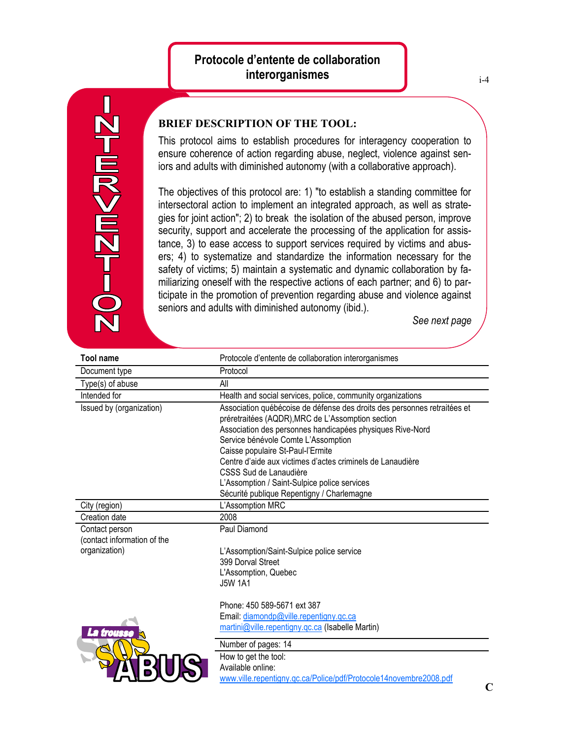# Protocole d'entente de collaboration interorganismes

INTERVENTION

**BRIEF DESCRIPTION OF THE TOOL:**

This protocol aims to establish procedures for interagency cooperation to ensure coherence of action regarding abuse, neglect, violence against seniors and adults with diminished autonomy (with a collaborative approach).

The objectives of this protocol are: 1) "to establish a standing committee for intersectoral action to implement an integrated approach, as well as strategies for joint action"; 2) to break the isolation of the abused person, improve security, support and accelerate the processing of the application for assistance, 3) to ease access to support services required by victims and abusers; 4) to systematize and standardize the information necessary for the safety of victims; 5) maintain a systematic and dynamic collaboration by familiarizing oneself with the respective actions of each partner; and 6) to participate in the promotion of prevention regarding abuse and violence against seniors and adults with diminished autonomy (ibid.).

*See next page*

| Tool name | Protocole d'entente de collaboration interorganismes |
|---|---|
| Document type | Protocol |
| Type(s) of abuse | All |
| Intended for | Health and social services, police, community organizations |
| Issued by (organization) | Association québécoise de défense des droits des personnes retraitées et préretraitées (AQDR),MRC de L'Assomption section<br>Association des personnes handicapées physiques Rive-Nord<br>Service bénévole Comte L'Assomption<br>Caisse populaire St-Paul-l'Ermite<br>Centre d'aide aux victimes d'actes criminels de Lanaudière<br>CSSS Sud de Lanaudière<br>L'Assomption / Saint-Sulpice police services<br>Sécurité publique Repentigny / Charlemagne |
| City (region) | L'Assomption MRC |
| Creation date | 2008 |
| Contact person (contact information of the organization) | Paul Diamond<br><br>L'Assomption/Saint-Sulpice police service<br>399 Dorval Street<br>L'Assomption, Quebec<br>J5W 1A1<br><br>Phone: 450 589-5671 ext 387<br>Email: diamondp@ville.repentigny.qc.ca<br>martini@ville.repentigny.qc.ca (Isabelle Martin) |
| | Number of pages: 14 |
| | How to get the tool:<br>Available online:<br>www.ville.repentigny.qc.ca/Police/pdf/Protocole14novembre2008.pdf |

La trousse SOS ABUS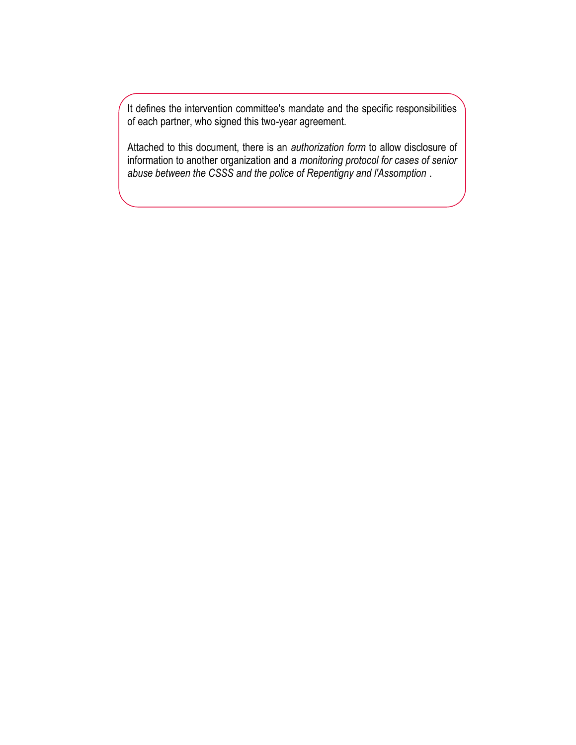It defines the intervention committee's mandate and the specific responsibilities of each partner, who signed this two-year agreement.

Attached to this document, there is an *authorization form* to allow disclosure of information to another organization and a *monitoring protocol for cases of senior abuse between the CSSS and the police of Repentigny and l'Assomption* .